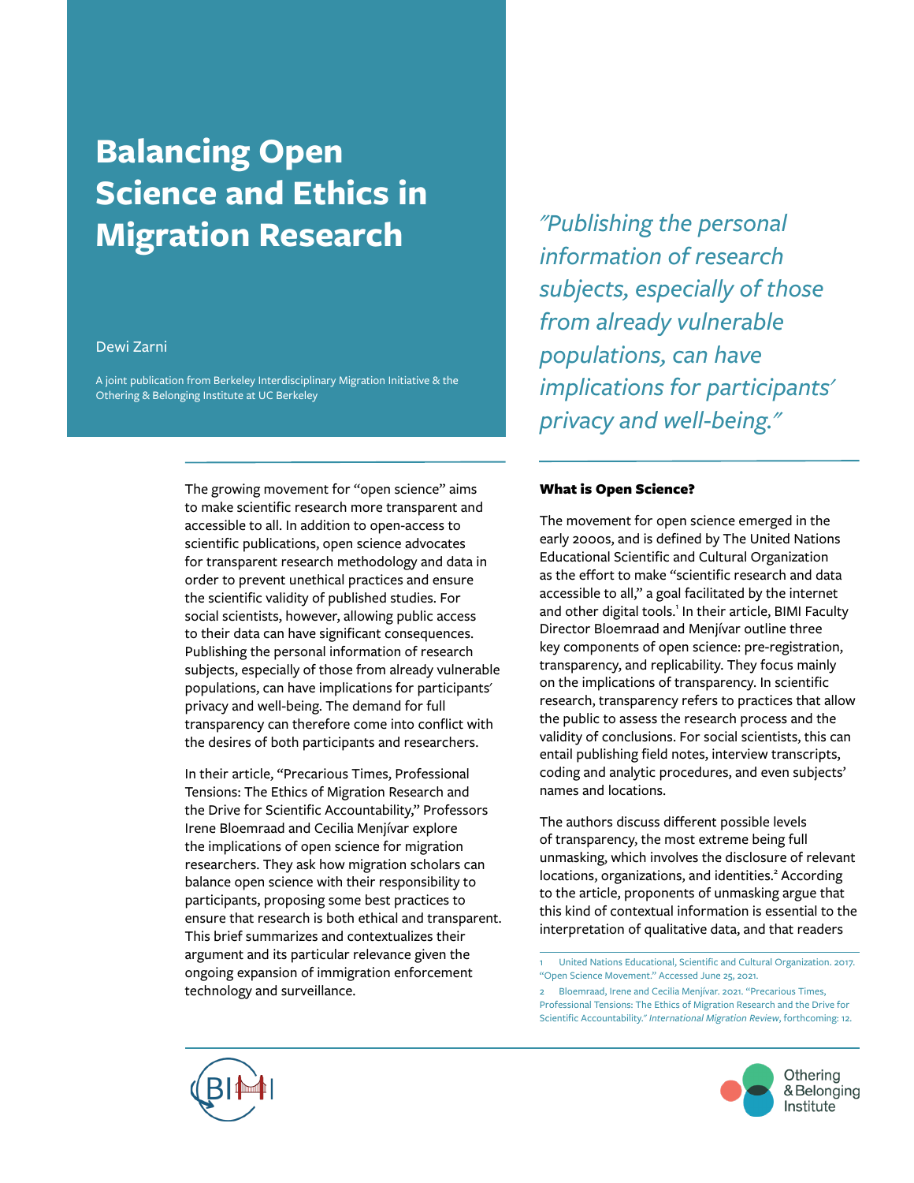# Balancing Open Science and Ethics in Migration Research

Dewi Zarni

A joint publication from Berkeley Interdisciplinary Migration Initiative & the Othering & Belonging Institute at UC Berkeley

*"Publishing the personal information of research subjects, especially of those from already vulnerable populations, can have implications for participants' privacy and well-being."*

The growing movement for "open science" aims to make scientific research more transparent and accessible to all. In addition to open-access to scientific publications, open science advocates for transparent research methodology and data in order to prevent unethical practices and ensure the scientific validity of published studies. For social scientists, however, allowing public access to their data can have significant consequences. Publishing the personal information of research subjects, especially of those from already vulnerable populations, can have implications for participants' privacy and well-being. The demand for full transparency can therefore come into conflict with the desires of both participants and researchers.

In their article, "Precarious Times, Professional Tensions: The Ethics of Migration Research and the Drive for Scientific Accountability," Professors Irene Bloemraad and Cecilia Menjívar explore the implications of open science for migration researchers. They ask how migration scholars can balance open science with their responsibility to participants, proposing some best practices to ensure that research is both ethical and transparent. This brief summarizes and contextualizes their argument and its particular relevance given the ongoing expansion of immigration enforcement technology and surveillance.

## What is Open Science?

The movement for open science emerged in the early 2000s, and is defined by The United Nations Educational Scientific and Cultural Organization as the effort to make "scientific research and data accessible to all," a goal facilitated by the internet and other digital tools.[1] In their article, BIMI Faculty Director Bloemraad and Menjívar outline three key components of open science: pre-registration, transparency, and replicability. They focus mainly on the implications of transparency. In scientific research, transparency refers to practices that allow the public to assess the research process and the validity of conclusions. For social scientists, this can entail publishing field notes, interview transcripts, coding and analytic procedures, and even subjects' names and locations.

The authors discuss different possible levels of transparency, the most extreme being full unmasking, which involves the disclosure of relevant locations, organizations, and identities.[2] According to the article, proponents of unmasking argue that this kind of contextual information is essential to the interpretation of qualitative data, and that readers

1 United Nations Educational, Scientific and Cultural Organization. 2017. "Open Science Movement." Accessed June 25, 2021.

2 Bloemraad, Irene and Cecilia Menjívar. 2021. "Precarious Times, Professional Tensions: The Ethics of Migration Research and the Drive for Scientific Accountability." *International Migration Review*, forthcoming: 12.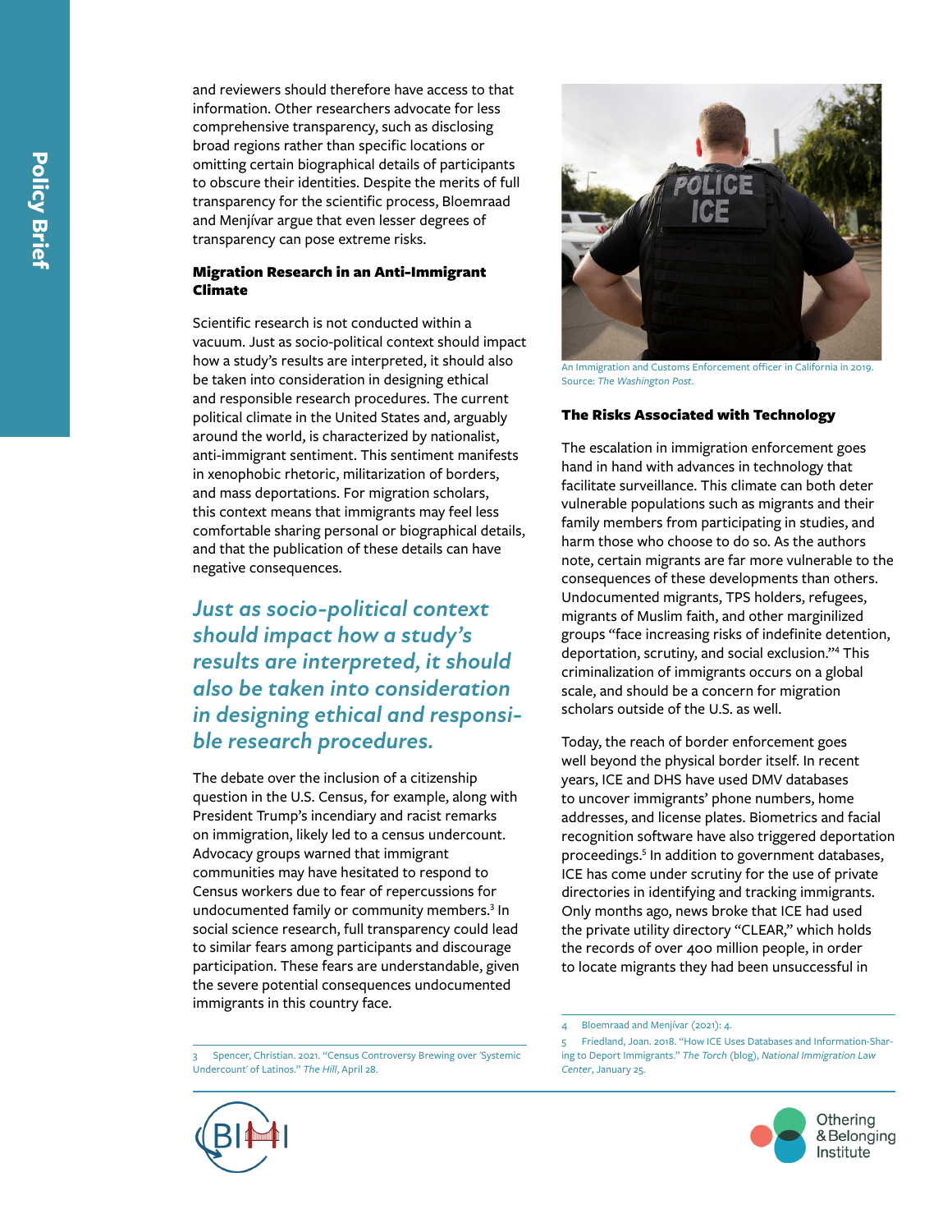and reviewers should therefore have access to that information. Other researchers advocate for less comprehensive transparency, such as disclosing broad regions rather than specific locations or omitting certain biographical details of participants to obscure their identities. Despite the merits of full transparency for the scientific process, Bloemraad and Menjívar argue that even lesser degrees of transparency can pose extreme risks.

### Migration Research in an Anti-Immigrant Climate

Scientific research is not conducted within a vacuum. Just as socio-political context should impact how a study's results are interpreted, it should also be taken into consideration in designing ethical and responsible research procedures. The current political climate in the United States and, arguably around the world, is characterized by nationalist, anti-immigrant sentiment. This sentiment manifests in xenophobic rhetoric, militarization of borders, and mass deportations. For migration scholars, this context means that immigrants may feel less comfortable sharing personal or biographical details, and that the publication of these details can have negative consequences.

> *Just as socio-political context should impact how a study's results are interpreted, it should also be taken into consideration in designing ethical and responsible research procedures.*

The debate over the inclusion of a citizenship question in the U.S. Census, for example, along with President Trump's incendiary and racist remarks on immigration, likely led to a census undercount. Advocacy groups warned that immigrant communities may have hesitated to respond to Census workers due to fear of repercussions for undocumented family or community members.[3] In social science research, full transparency could lead to similar fears among participants and discourage participation. These fears are understandable, given the severe potential consequences undocumented immigrants in this country face.

An Immigration and Customs Enforcement officer in California in 2019. Source: *The Washington Post.*

### The Risks Associated with Technology

The escalation in immigration enforcement goes hand in hand with advances in technology that facilitate surveillance. This climate can both deter vulnerable populations such as migrants and their family members from participating in studies, and harm those who choose to do so. As the authors note, certain migrants are far more vulnerable to the consequences of these developments than others. Undocumented migrants, TPS holders, refugees, migrants of Muslim faith, and other marginilized groups "face increasing risks of indefinite detention, deportation, scrutiny, and social exclusion."[4] This criminalization of immigrants occurs on a global scale, and should be a concern for migration scholars outside of the U.S. as well.

Today, the reach of border enforcement goes well beyond the physical border itself. In recent years, ICE and DHS have used DMV databases to uncover immigrants' phone numbers, home addresses, and license plates. Biometrics and facial recognition software have also triggered deportation proceedings.[5] In addition to government databases, ICE has come under scrutiny for the use of private directories in identifying and tracking immigrants. Only months ago, news broke that ICE had used the private utility directory "CLEAR," which holds the records of over 400 million people, in order to locate migrants they had been unsuccessful in

---

3 Spencer, Christian. 2021. "Census Controversy Brewing over 'Systemic Undercount' of Latinos." *The Hill*, April 28.

4 Bloemraad and Menjívar (2021): 4.

5 Friedland, Joan. 2018. "How ICE Uses Databases and Information-Sharing to Deport Immigrants." *The Torch* (blog), *National Immigration Law Center*, January 25.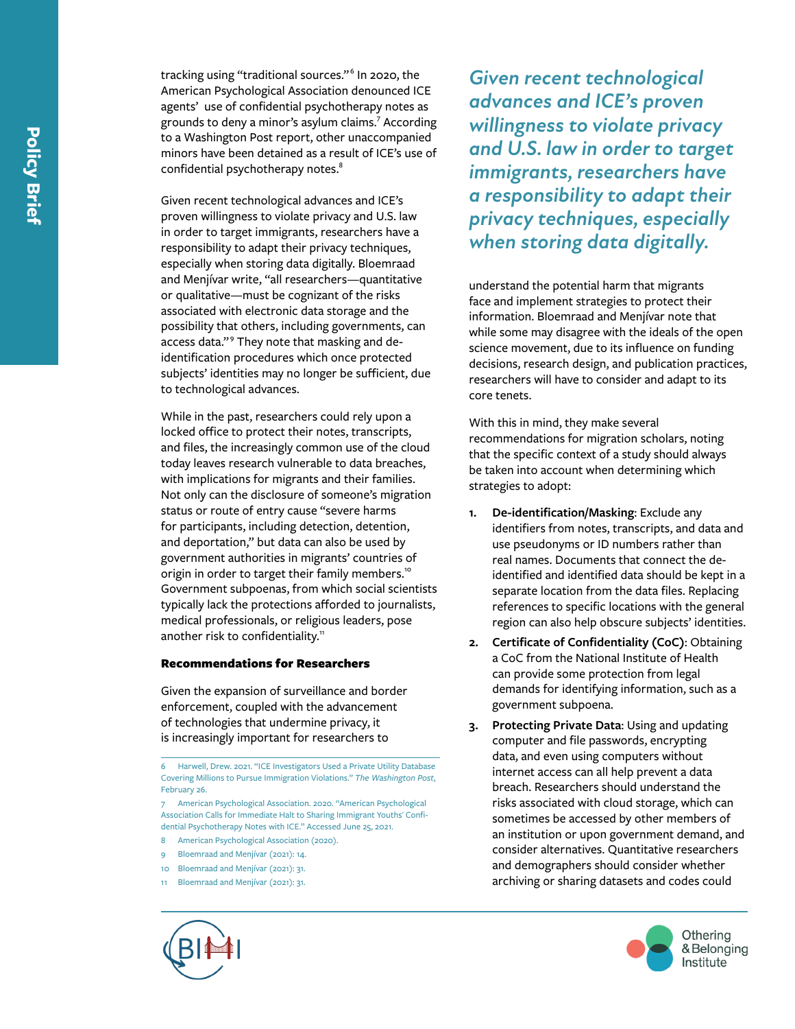tracking using "traditional sources."[6] In 2020, the American Psychological Association denounced ICE agents' use of confidential psychotherapy notes as grounds to deny a minor's asylum claims.[7] According to a Washington Post report, other unaccompanied minors have been detained as a result of ICE's use of confidential psychotherapy notes.[8]

Given recent technological advances and ICE's proven willingness to violate privacy and U.S. law in order to target immigrants, researchers have a responsibility to adapt their privacy techniques, especially when storing data digitally. Bloemraad and Menjívar write, "all researchers—quantitative or qualitative—must be cognizant of the risks associated with electronic data storage and the possibility that others, including governments, can access data."[9] They note that masking and de-identification procedures which once protected subjects' identities may no longer be sufficient, due to technological advances.

While in the past, researchers could rely upon a locked office to protect their notes, transcripts, and files, the increasingly common use of the cloud today leaves research vulnerable to data breaches, with implications for migrants and their families. Not only can the disclosure of someone's migration status or route of entry cause "severe harms for participants, including detection, detention, and deportation," but data can also be used by government authorities in migrants' countries of origin in order to target their family members.[10] Government subpoenas, from which social scientists typically lack the protections afforded to journalists, medical professionals, or religious leaders, pose another risk to confidentiality.[11]

*Given recent technological advances and ICE's proven willingness to violate privacy and U.S. law in order to target immigrants, researchers have a responsibility to adapt their privacy techniques, especially when storing data digitally.*

### Recommendations for Researchers

Given the expansion of surveillance and border enforcement, coupled with the advancement of technologies that undermine privacy, it is increasingly important for researchers to understand the potential harm that migrants face and implement strategies to protect their information. Bloemraad and Menjívar note that while some may disagree with the ideals of the open science movement, due to its influence on funding decisions, research design, and publication practices, researchers will have to consider and adapt to its core tenets.

With this in mind, they make several recommendations for migration scholars, noting that the specific context of a study should always be taken into account when determining which strategies to adopt:

1. **De-identification/Masking**: Exclude any identifiers from notes, transcripts, and data and use pseudonyms or ID numbers rather than real names. Documents that connect the de-identified and identified data should be kept in a separate location from the data files. Replacing references to specific locations with the general region can also help obscure subjects' identities.
2. **Certificate of Confidentiality (CoC)**: Obtaining a CoC from the National Institute of Health can provide some protection from legal demands for identifying information, such as a government subpoena.
3. **Protecting Private Data**: Using and updating computer and file passwords, encrypting data, and even using computers without internet access can all help prevent a data breach. Researchers should understand the risks associated with cloud storage, which can sometimes be accessed by other members of an institution or upon government demand, and consider alternatives. Quantitative researchers and demographers should consider whether archiving or sharing datasets and codes could

---

6 Harwell, Drew. 2021. "ICE Investigators Used a Private Utility Database Covering Millions to Pursue Immigration Violations." *The Washington Post*, February 26.

7 American Psychological Association. 2020. "American Psychological Association Calls for Immediate Halt to Sharing Immigrant Youths' Confidential Psychotherapy Notes with ICE." Accessed June 25, 2021.

8 American Psychological Association (2020).

9 Bloemraad and Menjívar (2021): 14.

10 Bloemraad and Menjívar (2021): 31.

11 Bloemraad and Menjívar (2021): 31.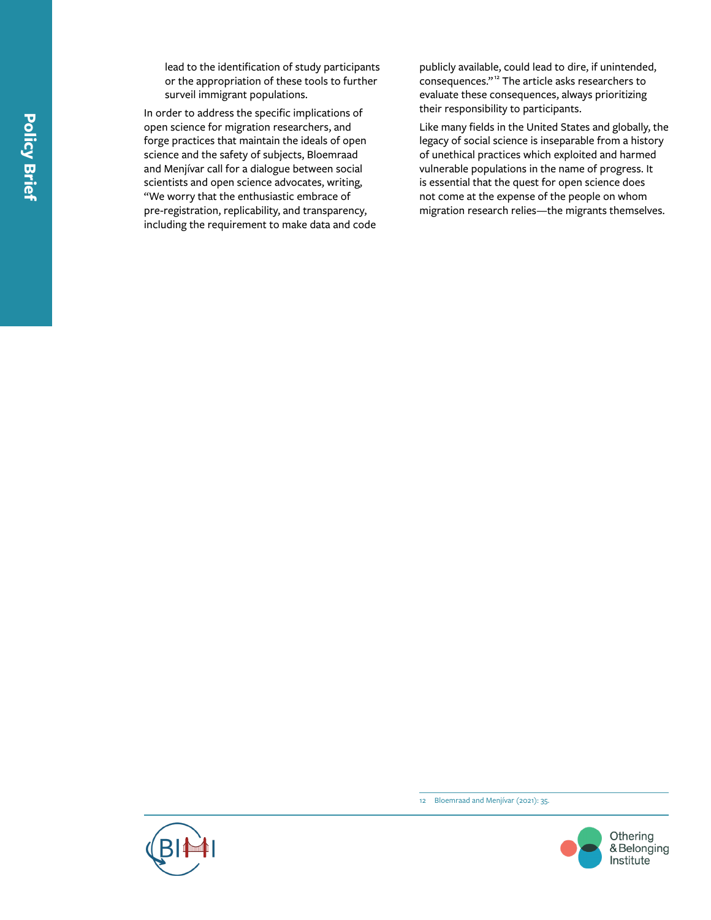lead to the identification of study participants or the appropriation of these tools to further surveil immigrant populations.

In order to address the specific implications of open science for migration researchers, and forge practices that maintain the ideals of open science and the safety of subjects, Bloemraad and Menjívar call for a dialogue between social scientists and open science advocates, writing, "We worry that the enthusiastic embrace of pre-registration, replicability, and transparency, including the requirement to make data and code publicly available, could lead to dire, if unintended, consequences."[12] The article asks researchers to evaluate these consequences, always prioritizing their responsibility to participants.

Like many fields in the United States and globally, the legacy of social science is inseparable from a history of unethical practices which exploited and harmed vulnerable populations in the name of progress. It is essential that the quest for open science does not come at the expense of the people on whom migration research relies—the migrants themselves.

---

12 Bloemraad and Menjívar (2021): 35.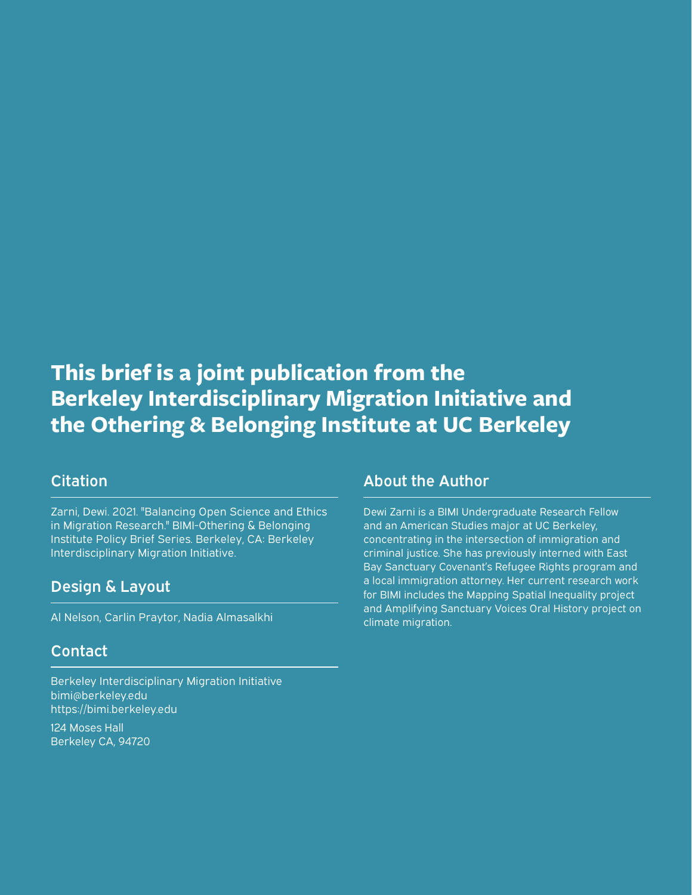## This brief is a joint publication from the Berkeley Interdisciplinary Migration Initiative and the Othering & Belonging Institute at UC Berkeley

### Citation

Zarni, Dewi. 2021. "Balancing Open Science and Ethics in Migration Research." BIMI-Othering & Belonging Institute Policy Brief Series. Berkeley, CA: Berkeley Interdisciplinary Migration Initiative.

### Design & Layout

Al Nelson, Carlin Praytor, Nadia Almasalkhi

### Contact

Berkeley Interdisciplinary Migration Initiative
bimi@berkeley.edu
https://bimi.berkeley.edu

124 Moses Hall
Berkeley CA, 94720

### About the Author

Dewi Zarni is a BIMI Undergraduate Research Fellow and an American Studies major at UC Berkeley, concentrating in the intersection of immigration and criminal justice. She has previously interned with East Bay Sanctuary Covenant's Refugee Rights program and a local immigration attorney. Her current research work for BIMI includes the Mapping Spatial Inequality project and Amplifying Sanctuary Voices Oral History project on climate migration.